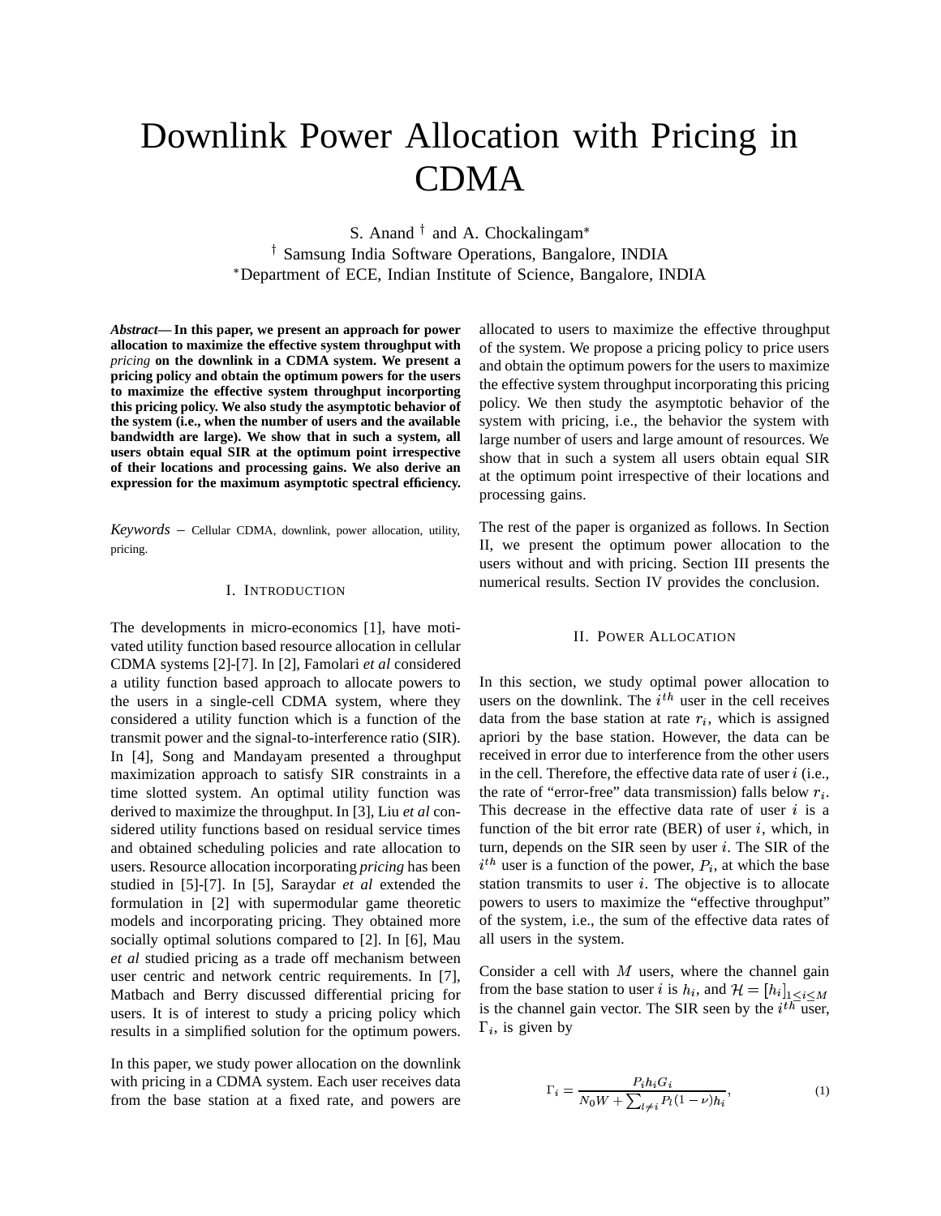# Downlink Power Allocation with Pricing in CDMA

S. Anand † and A. Chockalingam*

† Samsung India Software Operations, Bangalore, INDIA

*Department of ECE, Indian Institute of Science, Bangalore, INDIA

***Abstract*— In this paper, we present an approach for power allocation to maximize the effective system throughput with *pricing* on the downlink in a CDMA system. We present a pricing policy and obtain the optimum powers for the users to maximize the effective system throughput incorporting this pricing policy. We also study the asymptotic behavior of the system (i.e., when the number of users and the available bandwidth are large). We show that in such a system, all users obtain equal SIR at the optimum point irrespective of their locations and processing gains. We also derive an expression for the maximum asymptotic spectral efficiency.**

*Keywords* – Cellular CDMA, downlink, power allocation, utility, pricing.

## I. Introduction

The developments in micro-economics [1], have motivated utility function based resource allocation in cellular CDMA systems [2]-[7]. In [2], Famolari *et al* considered a utility function based approach to allocate powers to the users in a single-cell CDMA system, where they considered a utility function which is a function of the transmit power and the signal-to-interference ratio (SIR). In [4], Song and Mandayam presented a throughput maximization approach to satisfy SIR constraints in a time slotted system. An optimal utility function was derived to maximize the throughput. In [3], Liu *et al* considered utility functions based on residual service times and obtained scheduling policies and rate allocation to users. Resource allocation incorporating *pricing* has been studied in [5]-[7]. In [5], Saraydar *et al* extended the formulation in [2] with supermodular game theoretic models and incorporating pricing. They obtained more socially optimal solutions compared to [2]. In [6], Mau *et al* studied pricing as a trade off mechanism between user centric and network centric requirements. In [7], Matbach and Berry discussed differential pricing for users. It is of interest to study a pricing policy which results in a simplified solution for the optimum powers.

In this paper, we study power allocation on the downlink with pricing in a CDMA system. Each user receives data from the base station at a fixed rate, and powers are allocated to users to maximize the effective throughput of the system. We propose a pricing policy to price users and obtain the optimum powers for the users to maximize the effective system throughput incorporating this pricing policy. We then study the asymptotic behavior of the system with pricing, i.e., the behavior the system with large number of users and large amount of resources. We show that in such a system all users obtain equal SIR at the optimum point irrespective of their locations and processing gains.

The rest of the paper is organized as follows. In Section II, we present the optimum power allocation to the users without and with pricing. Section III presents the numerical results. Section IV provides the conclusion.

## II. Power Allocation

In this section, we study optimal power allocation to users on the downlink. The $i^{th}$ user in the cell receives data from the base station at rate $r_i$, which is assigned apriori by the base station. However, the data can be received in error due to interference from the other users in the cell. Therefore, the effective data rate of user $i$ (i.e., the rate of "error-free" data transmission) falls below $r_i$. This decrease in the effective data rate of user $i$ is a function of the bit error rate (BER) of user $i$, which, in turn, depends on the SIR seen by user $i$. The SIR of the $i^{th}$ user is a function of the power, $P_i$, at which the base station transmits to user $i$. The objective is to allocate powers to users to maximize the "effective throughput" of the system, i.e., the sum of the effective data rates of all users in the system.

Consider a cell with $M$ users, where the channel gain from the base station to user $i$ is $h_i$, and $\mathcal{H} = [h_i]_{1\leq i \leq M}$ is the channel gain vector. The SIR seen by the $i^{th}$ user, $\Gamma_i$, is given by

$$\Gamma_i = \frac{P_i h_i G_i}{N_0 W + \sum_{l \neq i} P_l (1-\nu) h_i}, \qquad (1)$$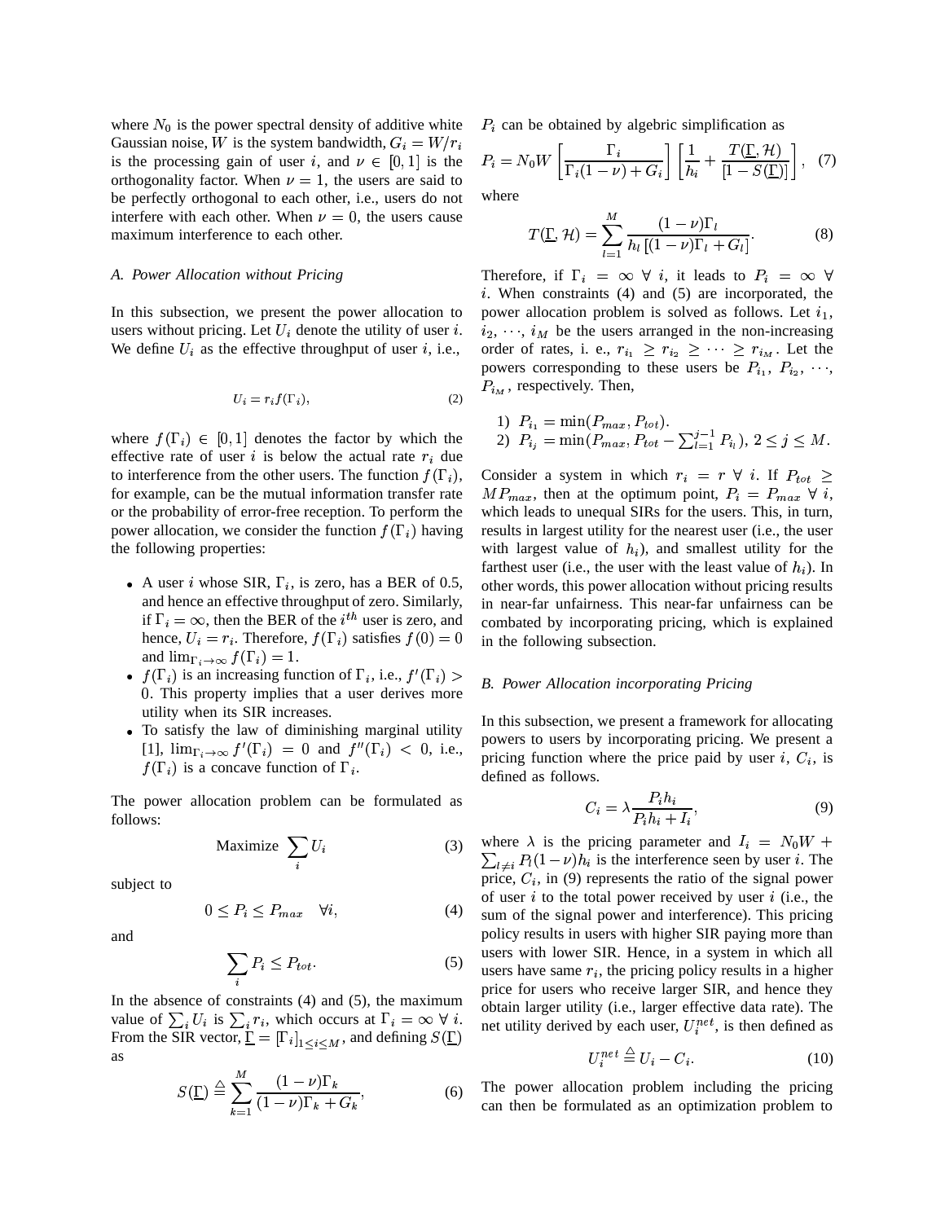where $N_0$ is the power spectral density of additive white Gaussian noise, $W$ is the system bandwidth, $G_i = W/r_i$ is the processing gain of user $i$, and $\nu \in [0, 1]$ is the orthogonality factor. When $\nu = 1$, the users are said to be perfectly orthogonal to each other, i.e., users do not interfere with each other. When $\nu = 0$, the users cause maximum interference to each other.

### *A. Power Allocation without Pricing*

In this subsection, we present the power allocation to users without pricing. Let $U_i$ denote the utility of user $i$. We define $U_i$ as the effective throughput of user $i$, i.e.,

$$U_i = r_i f(\Gamma_i), \tag{2}$$

where $f(\Gamma_i) \in [0, 1]$ denotes the factor by which the effective rate of user $i$ is below the actual rate $r_i$ due to interference from the other users. The function $f(\Gamma_i)$, for example, can be the mutual information transfer rate or the probability of error-free reception. To perform the power allocation, we consider the function $f(\Gamma_i)$ having the following properties:

- A user $i$ whose SIR, $\Gamma_i$, is zero, has a BER of 0.5, and hence an effective throughput of zero. Similarly, if $\Gamma_i = \infty$, then the BER of the $i^{th}$ user is zero, and hence, $U_i = r_i$. Therefore, $f(\Gamma_i)$ satisfies $f(0) = 0$ and $\lim_{\Gamma_i \to \infty} f(\Gamma_i) = 1$.
- $f(\Gamma_i)$ is an increasing function of $\Gamma_i$, i.e., $f'(\Gamma_i) > 0$. This property implies that a user derives more utility when its SIR increases.
- To satisfy the law of diminishing marginal utility [1], $\lim_{\Gamma_i \to \infty} f'(\Gamma_i) = 0$ and $f''(\Gamma_i) < 0$, i.e., $f(\Gamma_i)$ is a concave function of $\Gamma_i$.

The power allocation problem can be formulated as follows:

$$\text{Maximize } \sum_i U_i \tag{3}$$

subject to

$$0 \leq P_i \leq P_{max} \quad \forall i, \tag{4}$$

and

$$\sum_i P_i \leq P_{tot}. \tag{5}$$

In the absence of constraints (4) and (5), the maximum value of $\sum_i U_i$ is $\sum_i r_i$, which occurs at $\Gamma_i = \infty \; \forall \; i$. From the SIR vector, $\underline{\Gamma} = [\Gamma_i]_{1 \leq i \leq M}$, and defining $S(\underline{\Gamma})$ as

$$S(\underline{\Gamma}) \triangleq \sum_{k=1}^{M} \frac{(1-\nu)\Gamma_k}{(1-\nu)\Gamma_k + G_k}, \tag{6}$$

$P_i$ can be obtained by algebric simplification as

$$P_i = N_0 W \left[\frac{\Gamma_i}{\Gamma_i(1-\nu) + G_i}\right] \left[\frac{1}{h_i} + \frac{T(\underline{\Gamma}, \mathcal{H})}{[1 - S(\underline{\Gamma})]}\right], \tag{7}$$

where

$$T(\underline{\Gamma}, \mathcal{H}) = \sum_{l=1}^{M} \frac{(1-\nu)\Gamma_l}{h_l\left[(1-\nu)\Gamma_l + G_l\right]}. \tag{8}$$

Therefore, if $\Gamma_i = \infty \; \forall \; i$, it leads to $P_i = \infty \; \forall \; i$. When constraints (4) and (5) are incorporated, the power allocation problem is solved as follows. Let $i_1$, $i_2$, $\cdots$, $i_M$ be the users arranged in the non-increasing order of rates, i. e., $r_{i_1} \geq r_{i_2} \geq \cdots \geq r_{i_M}$. Let the powers corresponding to these users be $P_{i_1}$, $P_{i_2}$, $\cdots$, $P_{i_M}$, respectively. Then,

1) $P_{i_1} = \min(P_{max}, P_{tot})$.
2) $P_{i_j} = \min(P_{max}, P_{tot} - \sum_{l=1}^{j-1} P_{i_l})$, $2 \leq j \leq M$.

Consider a system in which $r_i = r \; \forall \; i$. If $P_{tot} \geq MP_{max}$, then at the optimum point, $P_i = P_{max} \; \forall \; i$, which leads to unequal SIRs for the users. This, in turn, results in largest utility for the nearest user (i.e., the user with largest value of $h_i$), and smallest utility for the farthest user (i.e., the user with the least value of $h_i$). In other words, this power allocation without pricing results in near-far unfairness. This near-far unfairness can be combated by incorporating pricing, which is explained in the following subsection.

### *B. Power Allocation incorporating Pricing*

In this subsection, we present a framework for allocating powers to users by incorporating pricing. We present a pricing function where the price paid by user $i$, $C_i$, is defined as follows.

$$C_i = \lambda \frac{P_i h_i}{P_i h_i + I_i}, \tag{9}$$

where $\lambda$ is the pricing parameter and $I_i = N_0 W + \sum_{l \neq i} P_l (1-\nu) h_i$ is the interference seen by user $i$. The price, $C_i$, in (9) represents the ratio of the signal power of user $i$ to the total power received by user $i$ (i.e., the sum of the signal power and interference). This pricing policy results in users with higher SIR paying more than users with lower SIR. Hence, in a system in which all users have same $r_i$, the pricing policy results in a higher price for users who receive larger SIR, and hence they obtain larger utility (i.e., larger effective data rate). The net utility derived by each user, $U_i^{net}$, is then defined as

$$U_i^{net} \triangleq U_i - C_i. \tag{10}$$

The power allocation problem including the pricing can then be formulated as an optimization problem to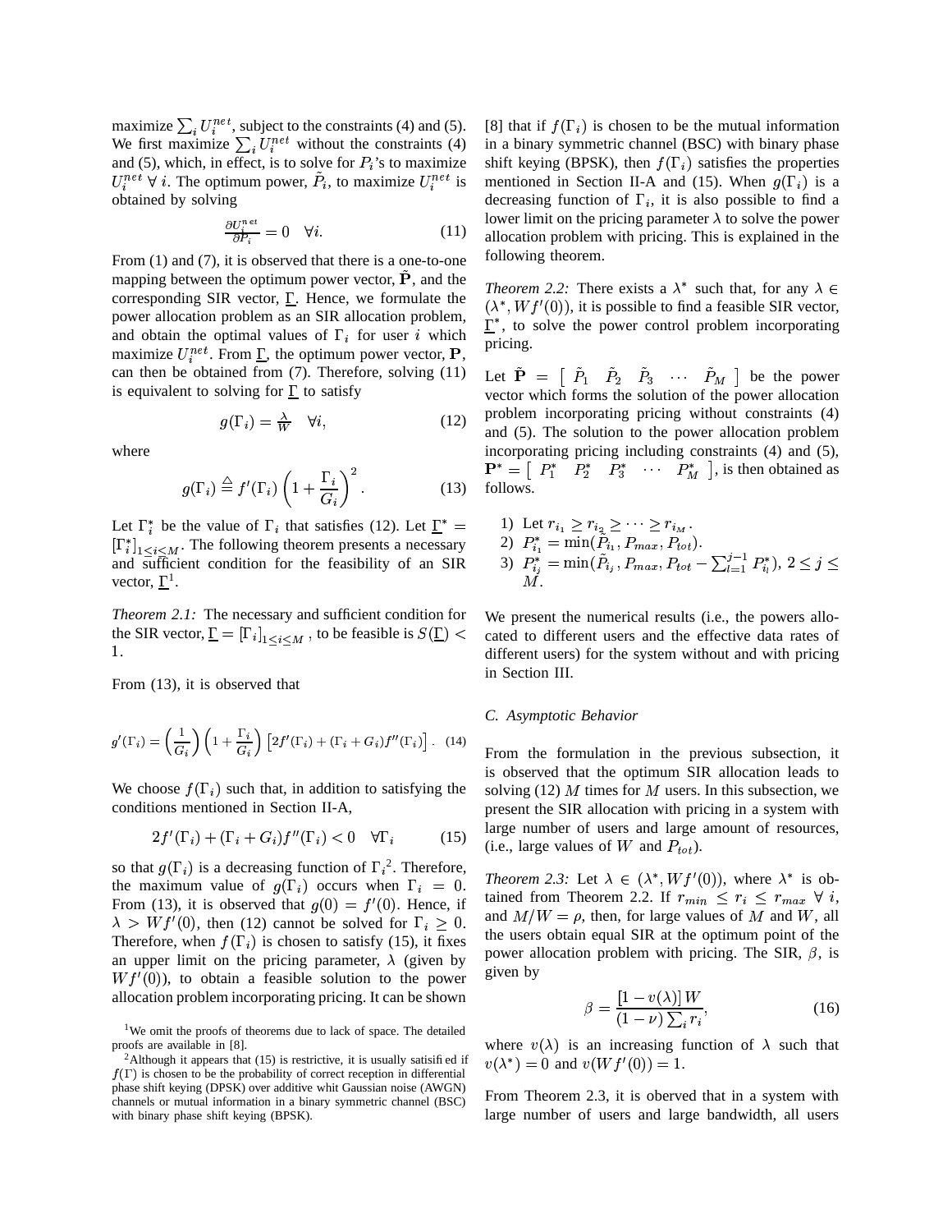maximize $\sum_i U_i^{net}$, subject to the constraints (4) and (5). We first maximize $\sum_i U_i^{net}$ without the constraints (4) and (5), which, in effect, is to solve for $P_i$'s to maximize $U_i^{net}$ $\forall$ $i$. The optimum power, $\tilde{P}_i$, to maximize $U_i^{net}$ is obtained by solving

$$\frac{\partial U_i^{net}}{\partial P_i} = 0 \quad \forall i. \tag{11}$$

From (1) and (7), it is observed that there is a one-to-one mapping between the optimum power vector, $\tilde{\mathbf{P}}$, and the corresponding SIR vector, $\underline{\Gamma}$. Hence, we formulate the power allocation problem as an SIR allocation problem, and obtain the optimal values of $\Gamma_i$ for user $i$ which maximize $U_i^{net}$. From $\underline{\Gamma}$, the optimum power vector, $\mathbf{P}$, can then be obtained from (7). Therefore, solving (11) is equivalent to solving for $\underline{\Gamma}$ to satisfy

$$g(\Gamma_i) = \frac{\lambda}{W} \quad \forall i, \tag{12}$$

where

$$g(\Gamma_i) \triangleq f'(\Gamma_i)\left(1 + \frac{\Gamma_i}{G_i}\right)^2. \tag{13}$$

Let $\Gamma_i^*$ be the value of $\Gamma_i$ that satisfies (12). Let $\underline{\Gamma}^* = [\Gamma_i^*]_{1 \leq i \leq M}$. The following theorem presents a necessary and sufficient condition for the feasibility of an SIR vector, $\underline{\Gamma}$[1].

*Theorem 2.1:* The necessary and sufficient condition for the SIR vector, $\underline{\Gamma} = [\Gamma_i]_{1 \leq i \leq M}$ , to be feasible is $S(\underline{\Gamma}) < 1$.

From (13), it is observed that

$$g'(\Gamma_i) = \left(\frac{1}{G_i}\right)\left(1 + \frac{\Gamma_i}{G_i}\right)\left[2f'(\Gamma_i) + (\Gamma_i + G_i)f''(\Gamma_i)\right]. \tag{14}$$

We choose $f(\Gamma_i)$ such that, in addition to satisfying the conditions mentioned in Section II-A,

$$2f'(\Gamma_i) + (\Gamma_i + G_i)f''(\Gamma_i) < 0 \quad \forall \Gamma_i \tag{15}$$

so that $g(\Gamma_i)$ is a decreasing function of $\Gamma_i$[2]. Therefore, the maximum value of $g(\Gamma_i)$ occurs when $\Gamma_i = 0$. From (13), it is observed that $g(0) = f'(0)$. Hence, if $\lambda > Wf'(0)$, then (12) cannot be solved for $\Gamma_i \geq 0$. Therefore, when $f(\Gamma_i)$ is chosen to satisfy (15), it fixes an upper limit on the pricing parameter, $\lambda$ (given by $Wf'(0)$), to obtain a feasible solution to the power allocation problem incorporating pricing. It can be shown [8] that if $f(\Gamma_i)$ is chosen to be the mutual information in a binary symmetric channel (BSC) with binary phase shift keying (BPSK), then $f(\Gamma_i)$ satisfies the properties mentioned in Section II-A and (15). When $g(\Gamma_i)$ is a decreasing function of $\Gamma_i$, it is also possible to find a lower limit on the pricing parameter $\lambda$ to solve the power allocation problem with pricing. This is explained in the following theorem.

*Theorem 2.2:* There exists a $\lambda^*$ such that, for any $\lambda \in (\lambda^*, Wf'(0))$, it is possible to find a feasible SIR vector, $\underline{\Gamma}^*$, to solve the power control problem incorporating pricing.

Let $\tilde{\mathbf{P}} = \begin{bmatrix} \tilde{P}_1 & \tilde{P}_2 & \tilde{P}_3 & \cdots & \tilde{P}_M \end{bmatrix}$ be the power vector which forms the solution of the power allocation problem incorporating pricing without constraints (4) and (5). The solution to the power allocation problem incorporating pricing including constraints (4) and (5), $\mathbf{P}^* = \begin{bmatrix} P_1^* & P_2^* & P_3^* & \cdots & P_M^* \end{bmatrix}$, is then obtained as follows.

1) Let $r_{i_1} \geq r_{i_2} \geq \cdots \geq r_{i_M}$.
2) $P_{i_1}^* = \min(\tilde{P}_{i_1}, P_{max}, P_{tot})$.
3) $P_{i_j}^* = \min(\tilde{P}_{i_j}, P_{max}, P_{tot} - \sum_{l=1}^{j-1} P_{i_l}^*)$, $2 \leq j \leq M$.

We present the numerical results (i.e., the powers allocated to different users and the effective data rates of different users) for the system without and with pricing in Section III.

### C. Asymptotic Behavior

From the formulation in the previous subsection, it is observed that the optimum SIR allocation leads to solving (12) $M$ times for $M$ users. In this subsection, we present the SIR allocation with pricing in a system with large number of users and large amount of resources, (i.e., large values of $W$ and $P_{tot}$).

*Theorem 2.3:* Let $\lambda \in (\lambda^*, Wf'(0))$, where $\lambda^*$ is obtained from Theorem 2.2. If $r_{min} \leq r_i \leq r_{max}$ $\forall$ $i$, and $M/W = \rho$, then, for large values of $M$ and $W$, all the users obtain equal SIR at the optimum point of the power allocation problem with pricing. The SIR, $\beta$, is given by

$$\beta = \frac{[1 - v(\lambda)]\,W}{(1 - \nu)\sum_i r_i}, \tag{16}$$

where $v(\lambda)$ is an increasing function of $\lambda$ such that $v(\lambda^*) = 0$ and $v(Wf'(0)) = 1$.

From Theorem 2.3, it is oberved that in a system with large number of users and large bandwidth, all users

[1]We omit the proofs of theorems due to lack of space. The detailed proofs are available in [8].

[2]Although it appears that (15) is restrictive, it is usually satisified if $f(\Gamma)$ is chosen to be the probability of correct reception in differential phase shift keying (DPSK) over additive whit Gaussian noise (AWGN) channels or mutual information in a binary symmetric channel (BSC) with binary phase shift keying (BPSK).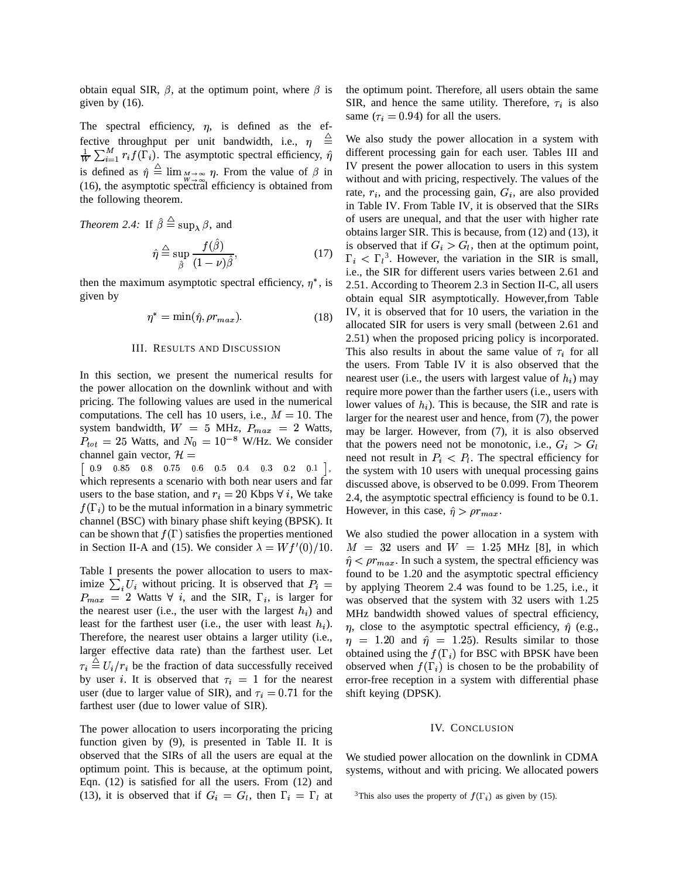obtain equal SIR, $\beta$, at the optimum point, where $\beta$ is given by (16).

The spectral efficiency, $\eta$, is defined as the effective throughput per unit bandwidth, i.e., $\eta \triangleq \frac{1}{W}\sum_{i=1}^{M} r_i f(\Gamma_i)$. The asymptotic spectral efficiency, $\hat{\eta}$ is defined as $\hat{\eta} \triangleq \lim_{\substack{M\to\infty \\ W\to\infty}} \eta$. From the value of $\beta$ in (16), the asymptotic spectral efficiency is obtained from the following theorem.

*Theorem 2.4:* If $\hat{\beta} \triangleq \sup_{\lambda} \beta$, and

$$\hat{\eta} \triangleq \sup_{\hat{\beta}} \frac{f(\hat{\beta})}{(1-\nu)\hat{\beta}}, \tag{17}$$

then the maximum asymptotic spectral efficiency, $\eta^*$, is given by

$$\eta^* = \min(\hat{\eta}, \rho r_{max}). \tag{18}$$

## III. Results and Discussion

In this section, we present the numerical results for the power allocation on the downlink without and with pricing. The following values are used in the numerical computations. The cell has 10 users, i.e., $M = 10$. The system bandwidth, $W = 5$ MHz, $P_{max} = 2$ Watts, $P_{tot} = 25$ Watts, and $N_0 = 10^{-8}$ W/Hz. We consider channel gain vector, $\mathcal{H} = \left[\begin{array}{cccccccccc} 0.9 & 0.85 & 0.8 & 0.75 & 0.6 & 0.5 & 0.4 & 0.3 & 0.2 & 0.1 \end{array}\right]$, which represents a scenario with both near users and far users to the base station, and $r_i = 20$ Kbps $\forall\, i$, We take $f(\Gamma_i)$ to be the mutual information in a binary symmetric channel (BSC) with binary phase shift keying (BPSK). It can be shown that $f(\Gamma)$ satisfies the properties mentioned in Section II-A and (15). We consider $\lambda = Wf'(0)/10$.

Table I presents the power allocation to users to maximize $\sum_i U_i$ without pricing. It is observed that $P_i = P_{max} = 2$ Watts $\forall\, i$, and the SIR, $\Gamma_i$, is larger for the nearest user (i.e., the user with the largest $h_i$) and least for the farthest user (i.e., the user with least $h_i$). Therefore, the nearest user obtains a larger utility (i.e., larger effective data rate) than the farthest user. Let $\tau_i \triangleq U_i/r_i$ be the fraction of data successfully received by user $i$. It is observed that $\tau_i = 1$ for the nearest user (due to larger value of SIR), and $\tau_i = 0.71$ for the farthest user (due to lower value of SIR).

The power allocation to users incorporating the pricing function given by (9), is presented in Table II. It is observed that the SIRs of all the users are equal at the optimum point. This is because, at the optimum point, Eqn. (12) is satisfied for all the users. From (12) and (13), it is observed that if $G_i = G_l$, then $\Gamma_i = \Gamma_l$ at the optimum point. Therefore, all users obtain the same SIR, and hence the same utility. Therefore, $\tau_i$ is also same ($\tau_i = 0.94$) for all the users.

We also study the power allocation in a system with different processing gain for each user. Tables III and IV present the power allocation to users in this system without and with pricing, respectively. The values of the rate, $r_i$, and the processing gain, $G_i$, are also provided in Table IV. From Table IV, it is observed that the SIRs of users are unequal, and that the user with higher rate obtains larger SIR. This is because, from (12) and (13), it is observed that if $G_i > G_l$, then at the optimum point, $\Gamma_i < \Gamma_l$[3]. However, the variation in the SIR is small, i.e., the SIR for different users varies between 2.61 and 2.51. According to Theorem 2.3 in Section II-C, all users obtain equal SIR asymptotically. However,from Table IV, it is observed that for 10 users, the variation in the allocated SIR for users is very small (between 2.61 and 2.51) when the proposed pricing policy is incorporated. This also results in about the same value of $\tau_i$ for all the users. From Table IV it is also observed that the nearest user (i.e., the users with largest value of $h_i$) may require more power than the farther users (i.e., users with lower values of $h_i$). This is because, the SIR and rate is larger for the nearest user and hence, from (7), the power may be larger. However, from (7), it is also observed that the powers need not be monotonic, i.e., $G_i > G_l$ need not result in $P_i < P_l$. The spectral efficiency for the system with 10 users with unequal processing gains discussed above, is observed to be 0.099. From Theorem 2.4, the asymptotic spectral efficiency is found to be 0.1. However, in this case, $\hat{\eta} > \rho r_{max}$.

We also studied the power allocation in a system with $M = 32$ users and $W = 1.25$ MHz [8], in which $\hat{\eta} < \rho r_{max}$. In such a system, the spectral efficiency was found to be 1.20 and the asymptotic spectral efficiency by applying Theorem 2.4 was found to be 1.25, i.e., it was observed that the system with 32 users with 1.25 MHz bandwidth showed values of spectral efficiency, $\eta$, close to the asymptotic spectral efficiency, $\hat{\eta}$ (e.g., $\eta = 1.20$ and $\hat{\eta} = 1.25$). Results similar to those obtained using the $f(\Gamma_i)$ for BSC with BPSK have been observed when $f(\Gamma_i)$ is chosen to be the probability of error-free reception in a system with differential phase shift keying (DPSK).

## IV. Conclusion

We studied power allocation on the downlink in CDMA systems, without and with pricing. We allocated powers

[3] This also uses the property of $f(\Gamma_i)$ as given by (15).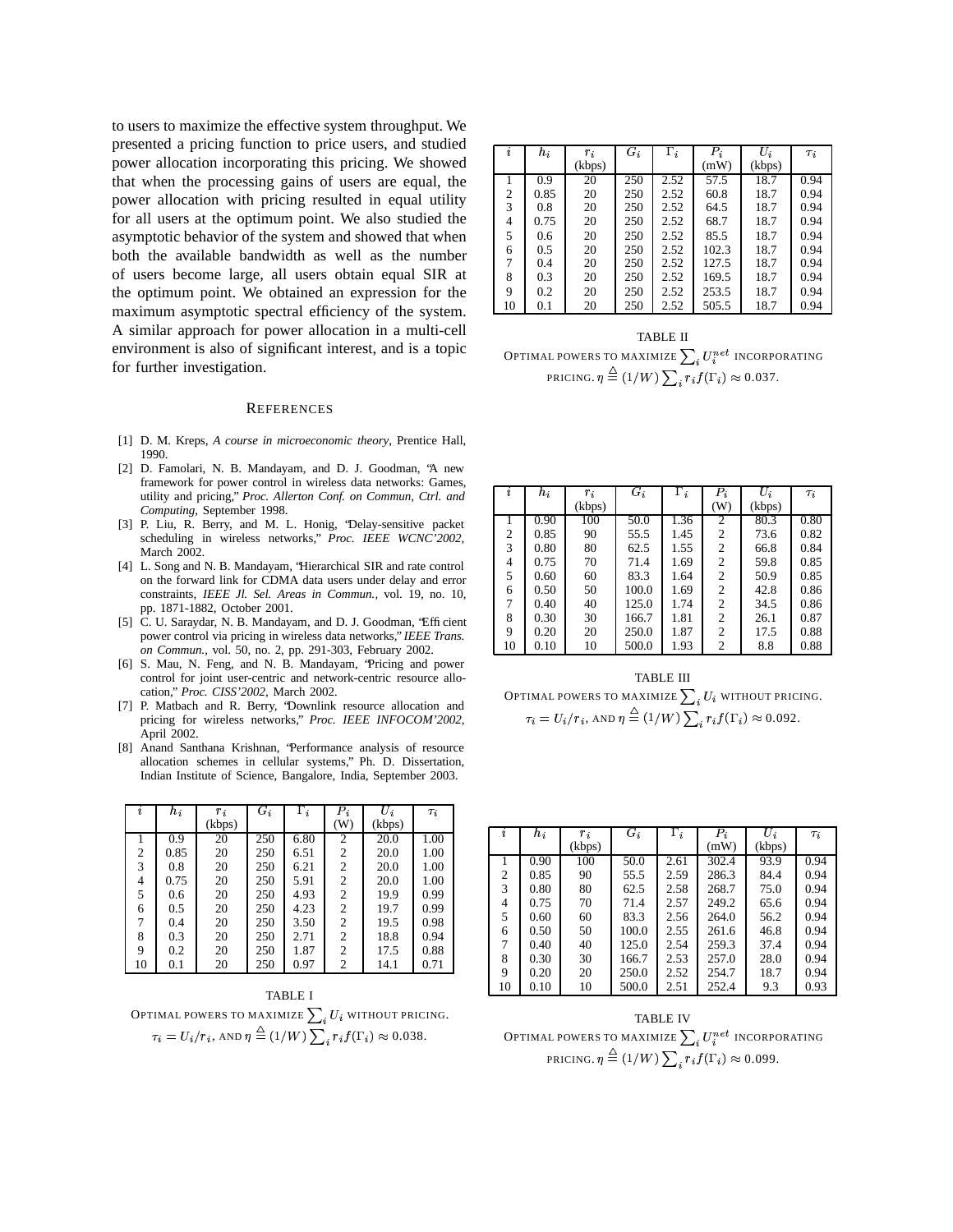to users to maximize the effective system throughput. We presented a pricing function to price users, and studied power allocation incorporating this pricing. We showed that when the processing gains of users are equal, the power allocation with pricing resulted in equal utility for all users at the optimum point. We also studied the asymptotic behavior of the system and showed that when both the available bandwidth as well as the number of users become large, all users obtain equal SIR at the optimum point. We obtained an expression for the maximum asymptotic spectral efficiency of the system. A similar approach for power allocation in a multi-cell environment is also of significant interest, and is a topic for further investigation.

## References

[1] D. M. Kreps, *A course in microeconomic theory*, Prentice Hall, 1990.

[2] D. Famolari, N. B. Mandayam, and D. J. Goodman, "A new framework for power control in wireless data networks: Games, utility and pricing," *Proc. Allerton Conf. on Commun, Ctrl. and Computing*, September 1998.

[3] P. Liu, R. Berry, and M. L. Honig, "Delay-sensitive packet scheduling in wireless networks," *Proc. IEEE WCNC'2002*, March 2002.

[4] L. Song and N. B. Mandayam, "Hierarchical SIR and rate control on the forward link for CDMA data users under delay and error constraints, *IEEE Jl. Sel. Areas in Commun.*, vol. 19, no. 10, pp. 1871-1882, October 2001.

[5] C. U. Saraydar, N. B. Mandayam, and D. J. Goodman, "Efficient power control via pricing in wireless data networks," *IEEE Trans. on Commun.*, vol. 50, no. 2, pp. 291-303, February 2002.

[6] S. Mau, N. Feng, and N. B. Mandayam, "Pricing and power control for joint user-centric and network-centric resource allocation," *Proc. CISS'2002*, March 2002.

[7] P. Matbach and R. Berry, "Downlink resource allocation and pricing for wireless networks," *Proc. IEEE INFOCOM'2002*, April 2002.

[8] Anand Santhana Krishnan, "Performance analysis of resource allocation schemes in cellular systems," Ph. D. Dissertation, Indian Institute of Science, Bangalore, India, September 2003.

| $i$ | $h_i$ | $r_i$ (kbps) | $G_i$ | $\Gamma_i$ | $P_i$ (W) | $U_i$ (kbps) | $\tau_i$ |
|---|---|---|---|---|---|---|---|
| 1 | 0.9 | 20 | 250 | 6.80 | 2 | 20.0 | 1.00 |
| 2 | 0.85 | 20 | 250 | 6.51 | 2 | 20.0 | 1.00 |
| 3 | 0.8 | 20 | 250 | 6.21 | 2 | 20.0 | 1.00 |
| 4 | 0.75 | 20 | 250 | 5.91 | 2 | 20.0 | 1.00 |
| 5 | 0.6 | 20 | 250 | 4.93 | 2 | 19.9 | 0.99 |
| 6 | 0.5 | 20 | 250 | 4.23 | 2 | 19.7 | 0.99 |
| 7 | 0.4 | 20 | 250 | 3.50 | 2 | 19.5 | 0.98 |
| 8 | 0.3 | 20 | 250 | 2.71 | 2 | 18.8 | 0.94 |
| 9 | 0.2 | 20 | 250 | 1.87 | 2 | 17.5 | 0.88 |
| 10 | 0.1 | 20 | 250 | 0.97 | 2 | 14.1 | 0.71 |

TABLE I

Optimal powers to maximize $\sum_i U_i$ without pricing. $\tau_i = U_i/r_i$, and $\eta \stackrel{\triangle}{=} (1/W)\sum_i r_i f(\Gamma_i) \approx 0.038$.

| $i$ | $h_i$ | $r_i$ (kbps) | $G_i$ | $\Gamma_i$ | $P_i$ (mW) | $U_i$ (kbps) | $\tau_i$ |
|---|---|---|---|---|---|---|---|
| 1 | 0.9 | 20 | 250 | 2.52 | 57.5 | 18.7 | 0.94 |
| 2 | 0.85 | 20 | 250 | 2.52 | 60.8 | 18.7 | 0.94 |
| 3 | 0.8 | 20 | 250 | 2.52 | 64.5 | 18.7 | 0.94 |
| 4 | 0.75 | 20 | 250 | 2.52 | 68.7 | 18.7 | 0.94 |
| 5 | 0.6 | 20 | 250 | 2.52 | 85.5 | 18.7 | 0.94 |
| 6 | 0.5 | 20 | 250 | 2.52 | 102.3 | 18.7 | 0.94 |
| 7 | 0.4 | 20 | 250 | 2.52 | 127.5 | 18.7 | 0.94 |
| 8 | 0.3 | 20 | 250 | 2.52 | 169.5 | 18.7 | 0.94 |
| 9 | 0.2 | 20 | 250 | 2.52 | 253.5 | 18.7 | 0.94 |
| 10 | 0.1 | 20 | 250 | 2.52 | 505.5 | 18.7 | 0.94 |

TABLE II

Optimal powers to maximize $\sum_i U_i^{net}$ incorporating pricing. $\eta \stackrel{\triangle}{=} (1/W)\sum_i r_i f(\Gamma_i) \approx 0.037$.

| $i$ | $h_i$ | $r_i$ (kbps) | $G_i$ | $\Gamma_i$ | $P_i$ (W) | $U_i$ (kbps) | $\tau_i$ |
|---|---|---|---|---|---|---|---|
| 1 | 0.90 | 100 | 50.0 | 1.36 | 2 | 80.3 | 0.80 |
| 2 | 0.85 | 90 | 55.5 | 1.45 | 2 | 73.6 | 0.82 |
| 3 | 0.80 | 80 | 62.5 | 1.55 | 2 | 66.8 | 0.84 |
| 4 | 0.75 | 70 | 71.4 | 1.69 | 2 | 59.8 | 0.85 |
| 5 | 0.60 | 60 | 83.3 | 1.64 | 2 | 50.9 | 0.85 |
| 6 | 0.50 | 50 | 100.0 | 1.69 | 2 | 42.8 | 0.86 |
| 7 | 0.40 | 40 | 125.0 | 1.74 | 2 | 34.5 | 0.86 |
| 8 | 0.30 | 30 | 166.7 | 1.81 | 2 | 26.1 | 0.87 |
| 9 | 0.20 | 20 | 250.0 | 1.87 | 2 | 17.5 | 0.88 |
| 10 | 0.10 | 10 | 500.0 | 1.93 | 2 | 8.8 | 0.88 |

TABLE III

Optimal powers to maximize $\sum_i U_i$ without pricing. $\tau_i = U_i/r_i$, and $\eta \stackrel{\triangle}{=} (1/W)\sum_i r_i f(\Gamma_i) \approx 0.092$.

| $i$ | $h_i$ | $r_i$ (kbps) | $G_i$ | $\Gamma_i$ | $P_i$ (mW) | $U_i$ (kbps) | $\tau_i$ |
|---|---|---|---|---|---|---|---|
| 1 | 0.90 | 100 | 50.0 | 2.61 | 302.4 | 93.9 | 0.94 |
| 2 | 0.85 | 90 | 55.5 | 2.59 | 286.3 | 84.4 | 0.94 |
| 3 | 0.80 | 80 | 62.5 | 2.58 | 268.7 | 75.0 | 0.94 |
| 4 | 0.75 | 70 | 71.4 | 2.57 | 249.2 | 65.6 | 0.94 |
| 5 | 0.60 | 60 | 83.3 | 2.56 | 264.0 | 56.2 | 0.94 |
| 6 | 0.50 | 50 | 100.0 | 2.55 | 261.6 | 46.8 | 0.94 |
| 7 | 0.40 | 40 | 125.0 | 2.54 | 259.3 | 37.4 | 0.94 |
| 8 | 0.30 | 30 | 166.7 | 2.53 | 257.0 | 28.0 | 0.94 |
| 9 | 0.20 | 20 | 250.0 | 2.52 | 254.7 | 18.7 | 0.94 |
| 10 | 0.10 | 10 | 500.0 | 2.51 | 252.4 | 9.3 | 0.93 |

TABLE IV

Optimal powers to maximize $\sum_i U_i^{net}$ incorporating pricing. $\eta \stackrel{\triangle}{=} (1/W)\sum_i r_i f(\Gamma_i) \approx 0.099$.